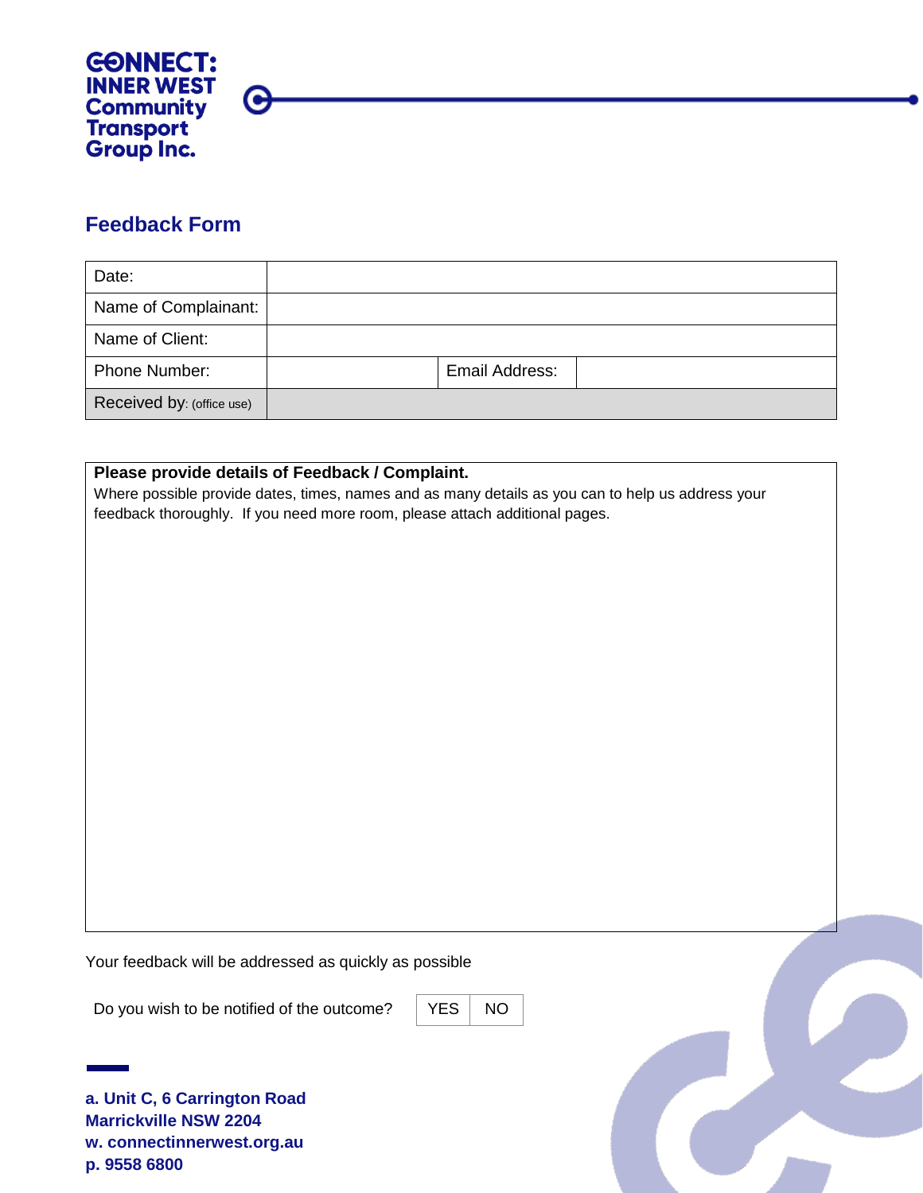**CONNECT: INNER WEST Community Transport Group Inc.**

## Feedback Form

| Date: | | | |
|---|---|---|---|
| Name of Complainant: | | | |
| Name of Client: | | | |
| Phone Number: | | Email Address: | |
| Received by: (office use) | | | |

**Please provide details of Feedback / Complaint.**

Where possible provide dates, times, names and as many details as you can to help us address your feedback thoroughly. If you need more room, please attach additional pages.

Your feedback will be addressed as quickly as possible

| Do you wish to be notified of the outcome? | YES | NO |
|---|---|---|

**a. Unit C, 6 Carrington Road**
**Marrickville NSW 2204**
**w. connectinnerwest.org.au**
**p. 9558 6800**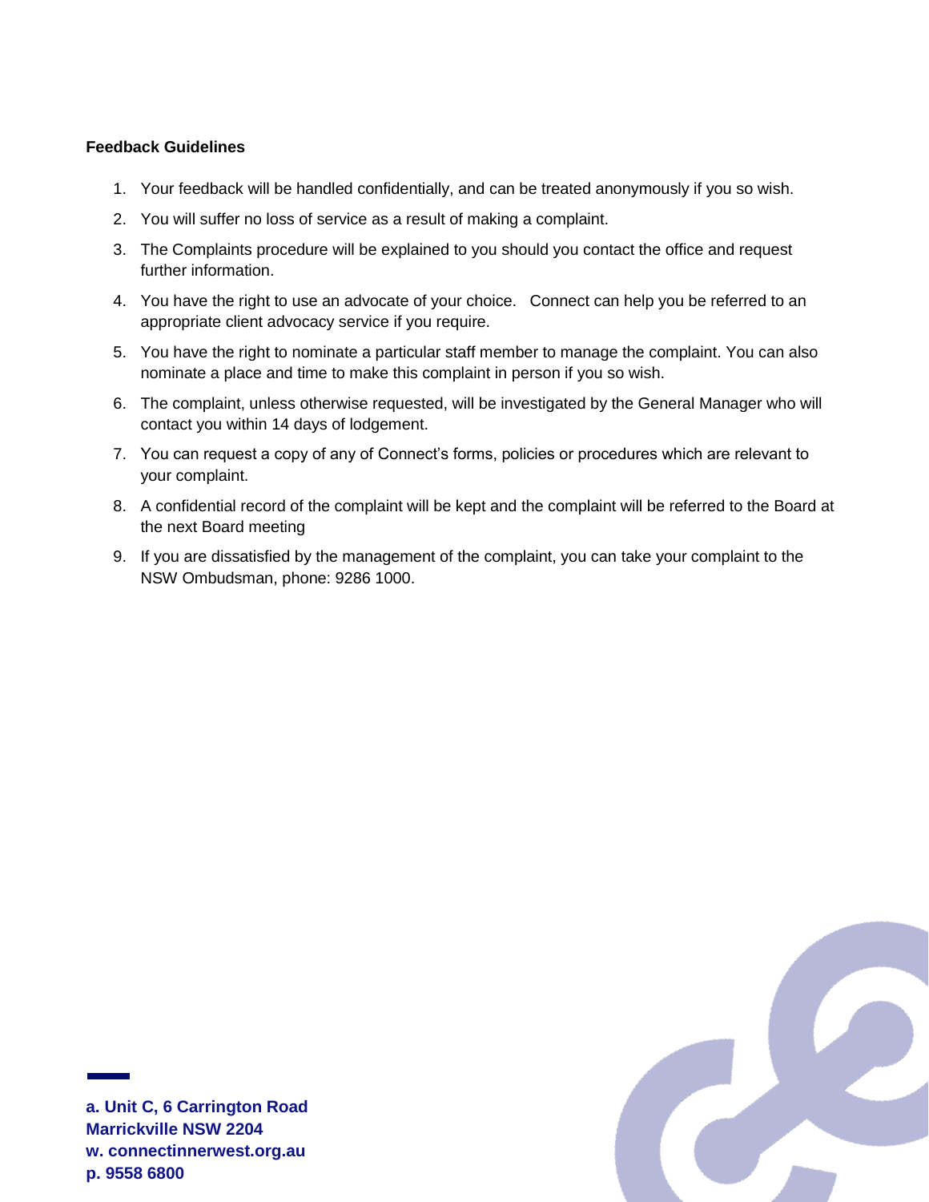**Feedback Guidelines**

1. Your feedback will be handled confidentially, and can be treated anonymously if you so wish.
2. You will suffer no loss of service as a result of making a complaint.
3. The Complaints procedure will be explained to you should you contact the office and request further information.
4. You have the right to use an advocate of your choice. Connect can help you be referred to an appropriate client advocacy service if you require.
5. You have the right to nominate a particular staff member to manage the complaint. You can also nominate a place and time to make this complaint in person if you so wish.
6. The complaint, unless otherwise requested, will be investigated by the General Manager who will contact you within 14 days of lodgement.
7. You can request a copy of any of Connect's forms, policies or procedures which are relevant to your complaint.
8. A confidential record of the complaint will be kept and the complaint will be referred to the Board at the next Board meeting
9. If you are dissatisfied by the management of the complaint, you can take your complaint to the NSW Ombudsman, phone: 9286 1000.

**a. Unit C, 6 Carrington Road**
**Marrickville NSW 2204**
**w. connectinnerwest.org.au**
**p. 9558 6800**